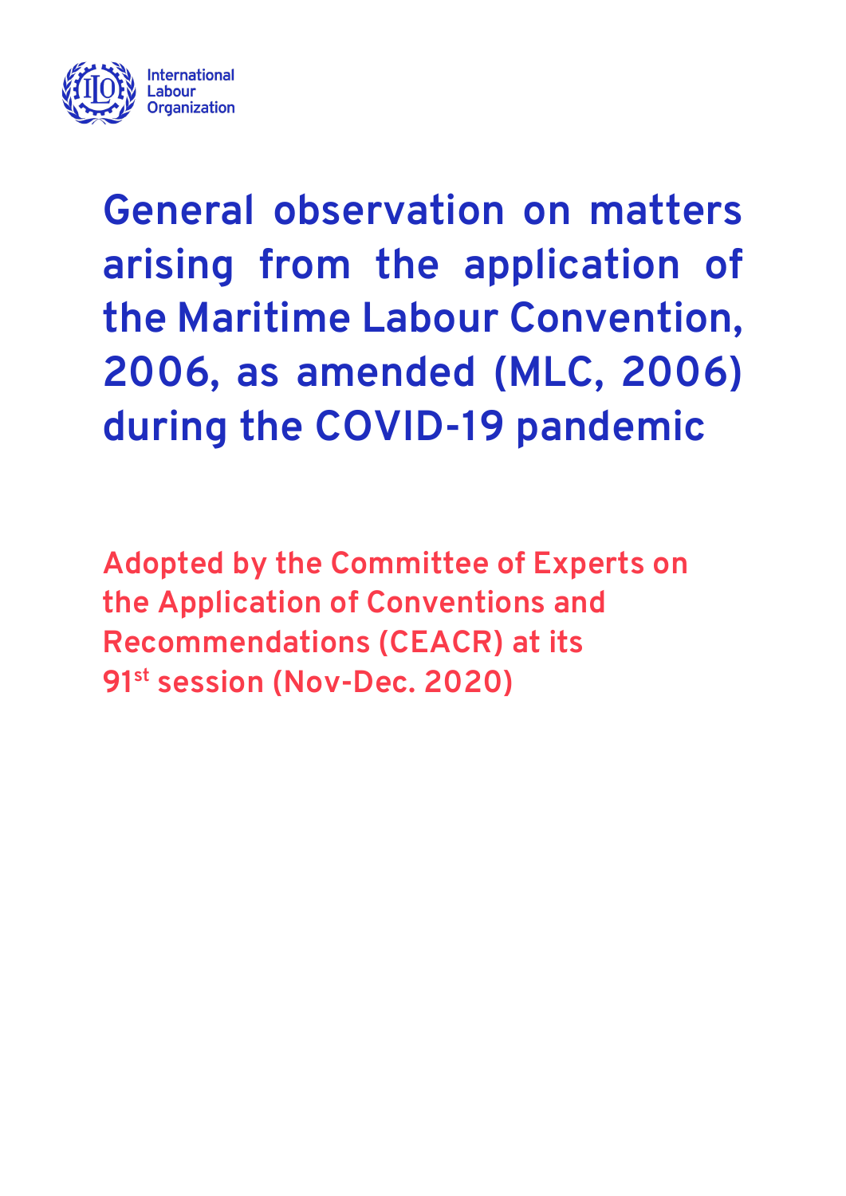International Labour Organization

# General observation on matters arising from the application of the Maritime Labour Convention, 2006, as amended (MLC, 2006) during the COVID-19 pandemic

**Adopted by the Committee of Experts on the Application of Conventions and Recommendations (CEACR) at its 91st session (Nov-Dec. 2020)**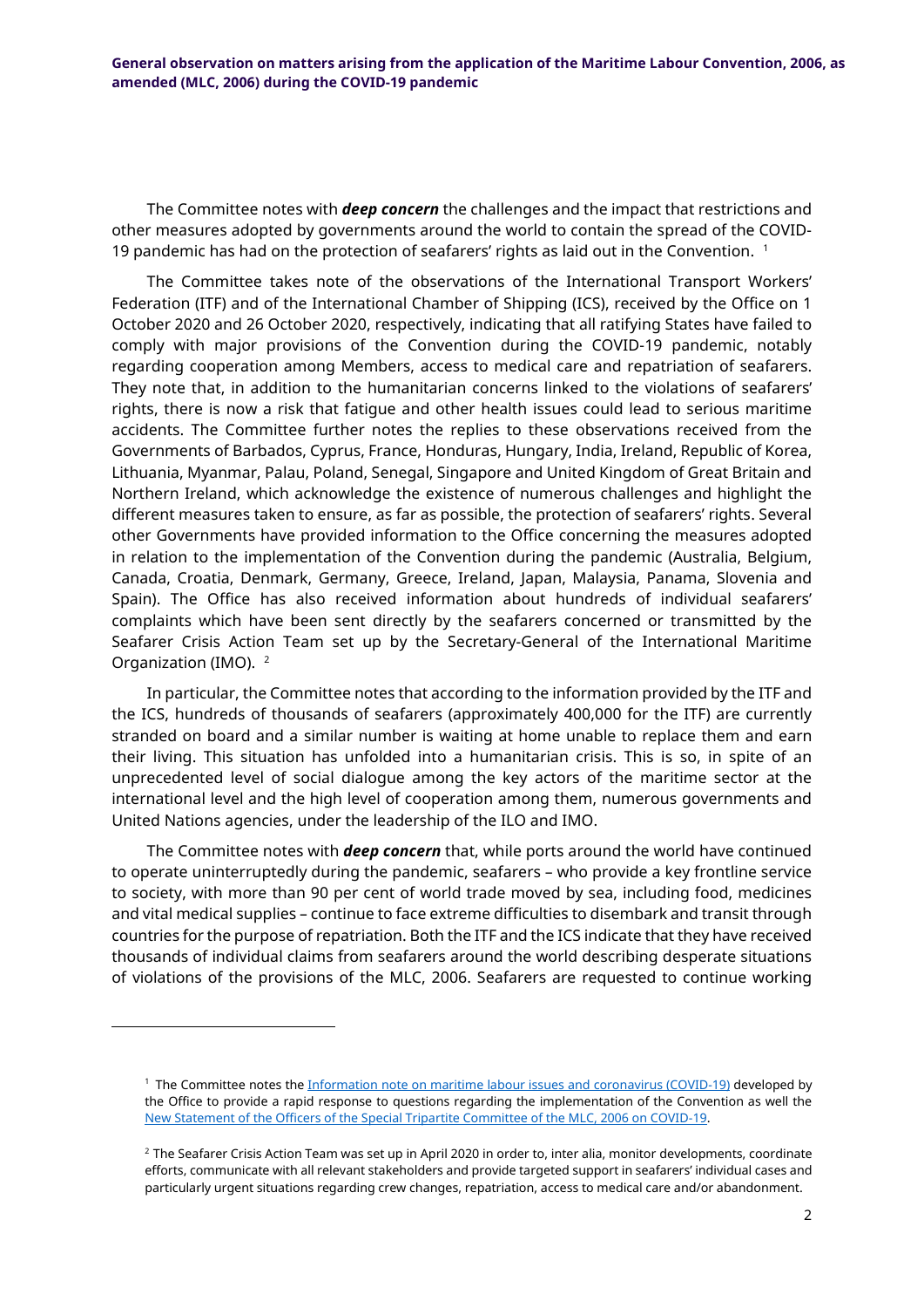The Committee notes with ***deep concern*** the challenges and the impact that restrictions and other measures adopted by governments around the world to contain the spread of the COVID-19 pandemic has had on the protection of seafarers' rights as laid out in the Convention. [1]

The Committee takes note of the observations of the International Transport Workers' Federation (ITF) and of the International Chamber of Shipping (ICS), received by the Office on 1 October 2020 and 26 October 2020, respectively, indicating that all ratifying States have failed to comply with major provisions of the Convention during the COVID-19 pandemic, notably regarding cooperation among Members, access to medical care and repatriation of seafarers. They note that, in addition to the humanitarian concerns linked to the violations of seafarers' rights, there is now a risk that fatigue and other health issues could lead to serious maritime accidents. The Committee further notes the replies to these observations received from the Governments of Barbados, Cyprus, France, Honduras, Hungary, India, Ireland, Republic of Korea, Lithuania, Myanmar, Palau, Poland, Senegal, Singapore and United Kingdom of Great Britain and Northern Ireland, which acknowledge the existence of numerous challenges and highlight the different measures taken to ensure, as far as possible, the protection of seafarers' rights. Several other Governments have provided information to the Office concerning the measures adopted in relation to the implementation of the Convention during the pandemic (Australia, Belgium, Canada, Croatia, Denmark, Germany, Greece, Ireland, Japan, Malaysia, Panama, Slovenia and Spain). The Office has also received information about hundreds of individual seafarers' complaints which have been sent directly by the seafarers concerned or transmitted by the Seafarer Crisis Action Team set up by the Secretary-General of the International Maritime Organization (IMO). [2]

In particular, the Committee notes that according to the information provided by the ITF and the ICS, hundreds of thousands of seafarers (approximately 400,000 for the ITF) are currently stranded on board and a similar number is waiting at home unable to replace them and earn their living. This situation has unfolded into a humanitarian crisis. This is so, in spite of an unprecedented level of social dialogue among the key actors of the maritime sector at the international level and the high level of cooperation among them, numerous governments and United Nations agencies, under the leadership of the ILO and IMO.

The Committee notes with ***deep concern*** that, while ports around the world have continued to operate uninterruptedly during the pandemic, seafarers – who provide a key frontline service to society, with more than 90 per cent of world trade moved by sea, including food, medicines and vital medical supplies – continue to face extreme difficulties to disembark and transit through countries for the purpose of repatriation. Both the ITF and the ICS indicate that they have received thousands of individual claims from seafarers around the world describing desperate situations of violations of the provisions of the MLC, 2006. Seafarers are requested to continue working

---

[1] The Committee notes the Information note on maritime labour issues and coronavirus (COVID-19) developed by the Office to provide a rapid response to questions regarding the implementation of the Convention as well the New Statement of the Officers of the Special Tripartite Committee of the MLC, 2006 on COVID-19.

[2] The Seafarer Crisis Action Team was set up in April 2020 in order to, inter alia, monitor developments, coordinate efforts, communicate with all relevant stakeholders and provide targeted support in seafarers' individual cases and particularly urgent situations regarding crew changes, repatriation, access to medical care and/or abandonment.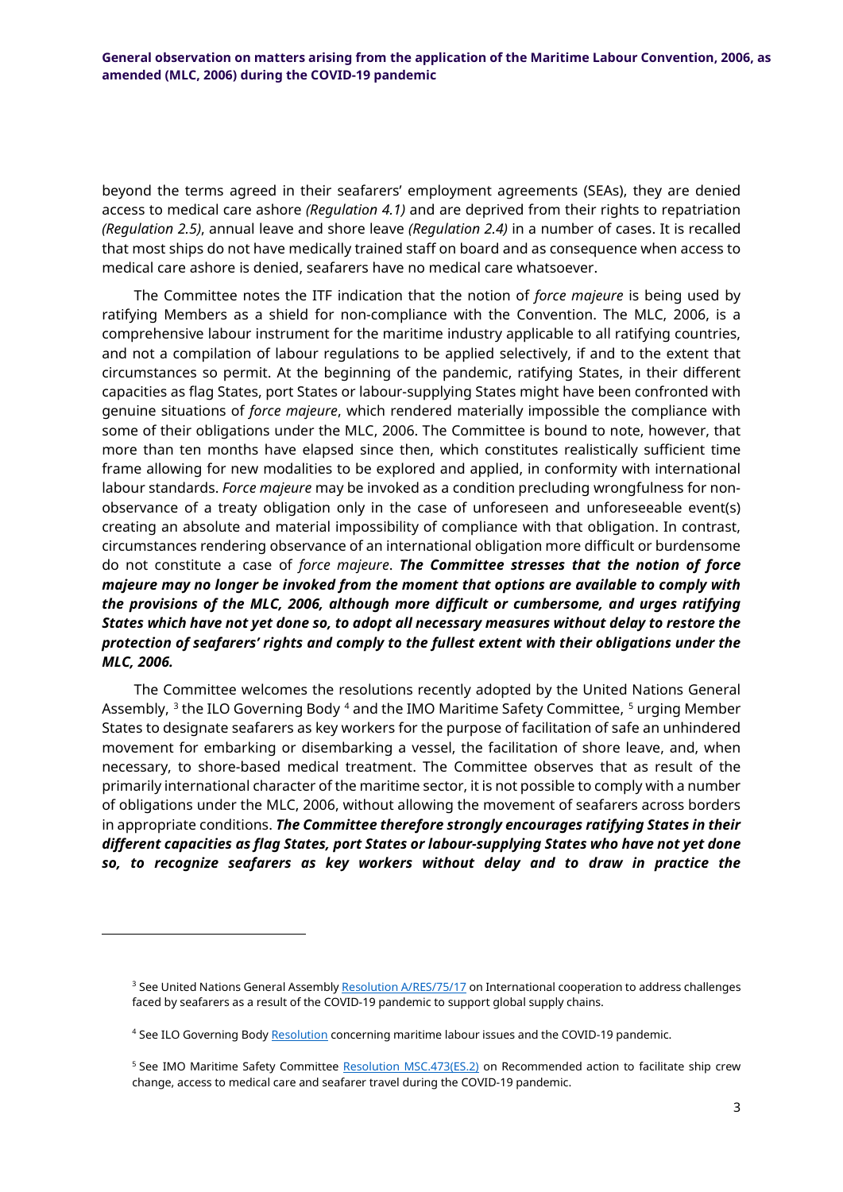beyond the terms agreed in their seafarers' employment agreements (SEAs), they are denied access to medical care ashore *(Regulation 4.1)* and are deprived from their rights to repatriation *(Regulation 2.5)*, annual leave and shore leave *(Regulation 2.4)* in a number of cases. It is recalled that most ships do not have medically trained staff on board and as consequence when access to medical care ashore is denied, seafarers have no medical care whatsoever.

The Committee notes the ITF indication that the notion of *force majeure* is being used by ratifying Members as a shield for non-compliance with the Convention. The MLC, 2006, is a comprehensive labour instrument for the maritime industry applicable to all ratifying countries, and not a compilation of labour regulations to be applied selectively, if and to the extent that circumstances so permit. At the beginning of the pandemic, ratifying States, in their different capacities as flag States, port States or labour-supplying States might have been confronted with genuine situations of *force majeure*, which rendered materially impossible the compliance with some of their obligations under the MLC, 2006. The Committee is bound to note, however, that more than ten months have elapsed since then, which constitutes realistically sufficient time frame allowing for new modalities to be explored and applied, in conformity with international labour standards. *Force majeure* may be invoked as a condition precluding wrongfulness for non-observance of a treaty obligation only in the case of unforeseen and unforeseeable event(s) creating an absolute and material impossibility of compliance with that obligation. In contrast, circumstances rendering observance of an international obligation more difficult or burdensome do not constitute a case of *force majeure*. ***The Committee stresses that the notion of force majeure may no longer be invoked from the moment that options are available to comply with the provisions of the MLC, 2006, although more difficult or cumbersome, and urges ratifying States which have not yet done so, to adopt all necessary measures without delay to restore the protection of seafarers' rights and comply to the fullest extent with their obligations under the MLC, 2006.***

The Committee welcomes the resolutions recently adopted by the United Nations General Assembly, [3] the ILO Governing Body [4] and the IMO Maritime Safety Committee, [5] urging Member States to designate seafarers as key workers for the purpose of facilitation of safe an unhindered movement for embarking or disembarking a vessel, the facilitation of shore leave, and, when necessary, to shore-based medical treatment. The Committee observes that as result of the primarily international character of the maritime sector, it is not possible to comply with a number of obligations under the MLC, 2006, without allowing the movement of seafarers across borders in appropriate conditions. ***The Committee therefore strongly encourages ratifying States in their different capacities as flag States, port States or labour-supplying States who have not yet done so, to recognize seafarers as key workers without delay and to draw in practice the***

---

[3] See United Nations General Assembly Resolution A/RES/75/17 on International cooperation to address challenges faced by seafarers as a result of the COVID-19 pandemic to support global supply chains.

[4] See ILO Governing Body Resolution concerning maritime labour issues and the COVID-19 pandemic.

[5] See IMO Maritime Safety Committee Resolution MSC.473(ES.2) on Recommended action to facilitate ship crew change, access to medical care and seafarer travel during the COVID-19 pandemic.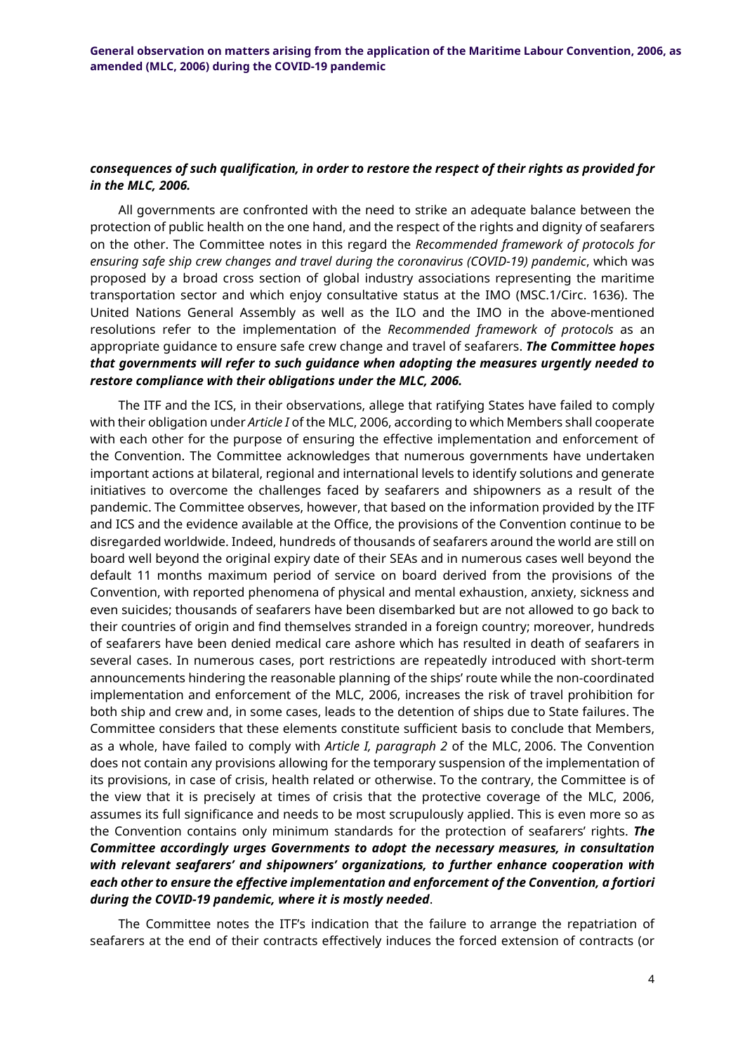***consequences of such qualification, in order to restore the respect of their rights as provided for in the MLC, 2006.***

All governments are confronted with the need to strike an adequate balance between the protection of public health on the one hand, and the respect of the rights and dignity of seafarers on the other. The Committee notes in this regard the *Recommended framework of protocols for ensuring safe ship crew changes and travel during the coronavirus (COVID-19) pandemic*, which was proposed by a broad cross section of global industry associations representing the maritime transportation sector and which enjoy consultative status at the IMO (MSC.1/Circ. 1636). The United Nations General Assembly as well as the ILO and the IMO in the above-mentioned resolutions refer to the implementation of the *Recommended framework of protocols* as an appropriate guidance to ensure safe crew change and travel of seafarers. ***The Committee hopes that governments will refer to such guidance when adopting the measures urgently needed to restore compliance with their obligations under the MLC, 2006.***

The ITF and the ICS, in their observations, allege that ratifying States have failed to comply with their obligation under *Article I* of the MLC, 2006, according to which Members shall cooperate with each other for the purpose of ensuring the effective implementation and enforcement of the Convention. The Committee acknowledges that numerous governments have undertaken important actions at bilateral, regional and international levels to identify solutions and generate initiatives to overcome the challenges faced by seafarers and shipowners as a result of the pandemic. The Committee observes, however, that based on the information provided by the ITF and ICS and the evidence available at the Office, the provisions of the Convention continue to be disregarded worldwide. Indeed, hundreds of thousands of seafarers around the world are still on board well beyond the original expiry date of their SEAs and in numerous cases well beyond the default 11 months maximum period of service on board derived from the provisions of the Convention, with reported phenomena of physical and mental exhaustion, anxiety, sickness and even suicides; thousands of seafarers have been disembarked but are not allowed to go back to their countries of origin and find themselves stranded in a foreign country; moreover, hundreds of seafarers have been denied medical care ashore which has resulted in death of seafarers in several cases. In numerous cases, port restrictions are repeatedly introduced with short-term announcements hindering the reasonable planning of the ships' route while the non-coordinated implementation and enforcement of the MLC, 2006, increases the risk of travel prohibition for both ship and crew and, in some cases, leads to the detention of ships due to State failures. The Committee considers that these elements constitute sufficient basis to conclude that Members, as a whole, have failed to comply with *Article I, paragraph 2* of the MLC, 2006. The Convention does not contain any provisions allowing for the temporary suspension of the implementation of its provisions, in case of crisis, health related or otherwise. To the contrary, the Committee is of the view that it is precisely at times of crisis that the protective coverage of the MLC, 2006, assumes its full significance and needs to be most scrupulously applied. This is even more so as the Convention contains only minimum standards for the protection of seafarers' rights. ***The Committee accordingly urges Governments to adopt the necessary measures, in consultation with relevant seafarers' and shipowners' organizations, to further enhance cooperation with each other to ensure the effective implementation and enforcement of the Convention, a fortiori during the COVID-19 pandemic, where it is mostly needed***.

The Committee notes the ITF's indication that the failure to arrange the repatriation of seafarers at the end of their contracts effectively induces the forced extension of contracts (or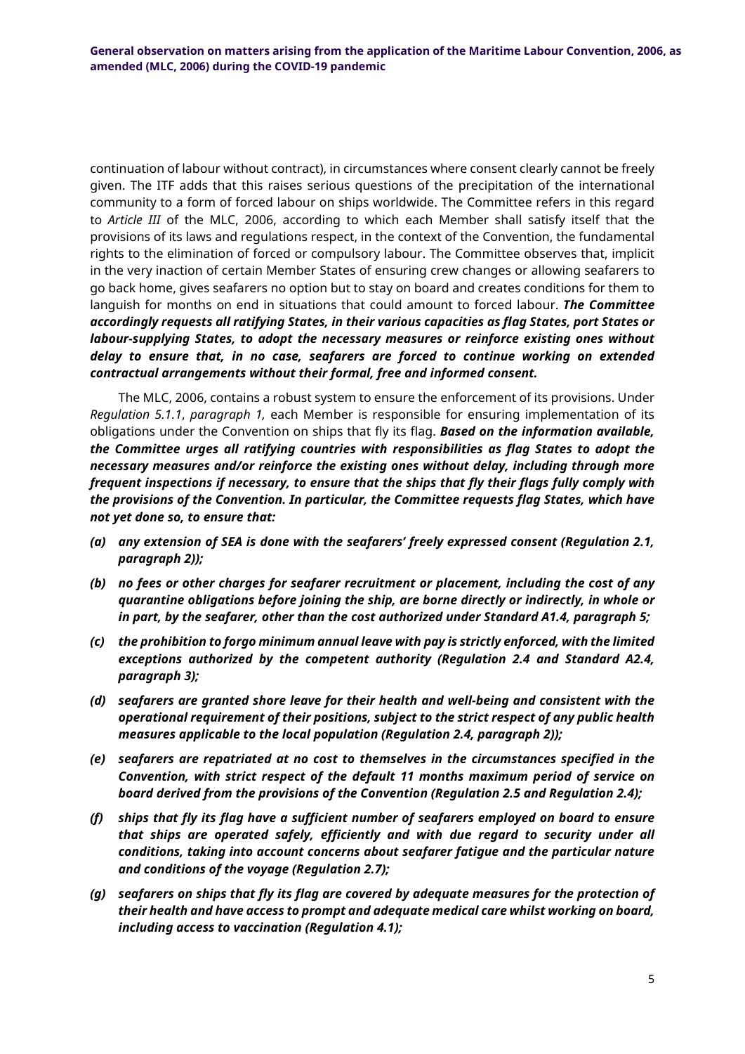continuation of labour without contract), in circumstances where consent clearly cannot be freely given. The ITF adds that this raises serious questions of the precipitation of the international community to a form of forced labour on ships worldwide. The Committee refers in this regard to *Article III* of the MLC, 2006, according to which each Member shall satisfy itself that the provisions of its laws and regulations respect, in the context of the Convention, the fundamental rights to the elimination of forced or compulsory labour. The Committee observes that, implicit in the very inaction of certain Member States of ensuring crew changes or allowing seafarers to go back home, gives seafarers no option but to stay on board and creates conditions for them to languish for months on end in situations that could amount to forced labour. ***The Committee accordingly requests all ratifying States, in their various capacities as flag States, port States or labour-supplying States, to adopt the necessary measures or reinforce existing ones without delay to ensure that, in no case, seafarers are forced to continue working on extended contractual arrangements without their formal, free and informed consent.***

The MLC, 2006, contains a robust system to ensure the enforcement of its provisions. Under *Regulation 5.1.1*, *paragraph 1,* each Member is responsible for ensuring implementation of its obligations under the Convention on ships that fly its flag. ***Based on the information available, the Committee urges all ratifying countries with responsibilities as flag States to adopt the necessary measures and/or reinforce the existing ones without delay, including through more frequent inspections if necessary, to ensure that the ships that fly their flags fully comply with the provisions of the Convention. In particular, the Committee requests flag States, which have not yet done so, to ensure that:***

- ***(a) any extension of SEA is done with the seafarers' freely expressed consent (Regulation 2.1, paragraph 2));***
- ***(b) no fees or other charges for seafarer recruitment or placement, including the cost of any quarantine obligations before joining the ship, are borne directly or indirectly, in whole or in part, by the seafarer, other than the cost authorized under Standard A1.4, paragraph 5;***
- ***(c) the prohibition to forgo minimum annual leave with pay is strictly enforced, with the limited exceptions authorized by the competent authority (Regulation 2.4 and Standard A2.4, paragraph 3);***
- ***(d) seafarers are granted shore leave for their health and well-being and consistent with the operational requirement of their positions, subject to the strict respect of any public health measures applicable to the local population (Regulation 2.4, paragraph 2));***
- ***(e) seafarers are repatriated at no cost to themselves in the circumstances specified in the Convention, with strict respect of the default 11 months maximum period of service on board derived from the provisions of the Convention (Regulation 2.5 and Regulation 2.4);***
- ***(f) ships that fly its flag have a sufficient number of seafarers employed on board to ensure that ships are operated safely, efficiently and with due regard to security under all conditions, taking into account concerns about seafarer fatigue and the particular nature and conditions of the voyage (Regulation 2.7);***
- ***(g) seafarers on ships that fly its flag are covered by adequate measures for the protection of their health and have access to prompt and adequate medical care whilst working on board, including access to vaccination (Regulation 4.1);***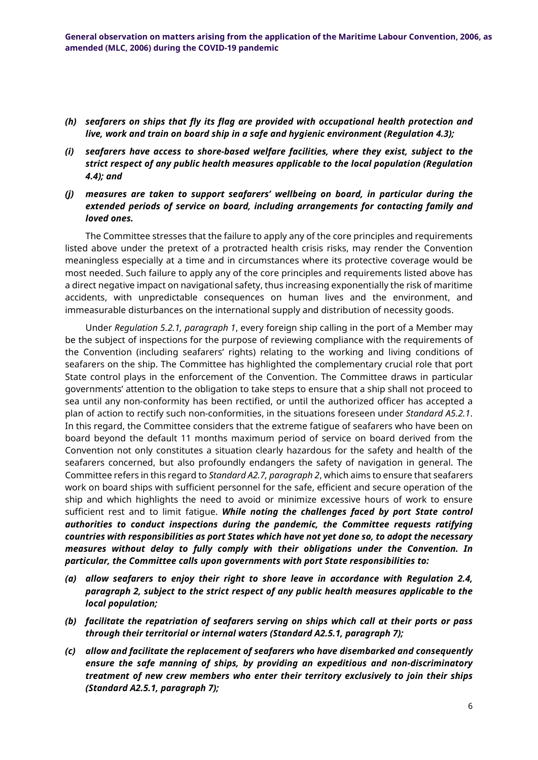- ***(h) seafarers on ships that fly its flag are provided with occupational health protection and live, work and train on board ship in a safe and hygienic environment (Regulation 4.3);***
- ***(i) seafarers have access to shore-based welfare facilities, where they exist, subject to the strict respect of any public health measures applicable to the local population (Regulation 4.4); and***
- ***(j) measures are taken to support seafarers' wellbeing on board, in particular during the extended periods of service on board, including arrangements for contacting family and loved ones.***

The Committee stresses that the failure to apply any of the core principles and requirements listed above under the pretext of a protracted health crisis risks, may render the Convention meaningless especially at a time and in circumstances where its protective coverage would be most needed. Such failure to apply any of the core principles and requirements listed above has a direct negative impact on navigational safety, thus increasing exponentially the risk of maritime accidents, with unpredictable consequences on human lives and the environment, and immeasurable disturbances on the international supply and distribution of necessity goods.

Under *Regulation 5.2.1, paragraph 1*, every foreign ship calling in the port of a Member may be the subject of inspections for the purpose of reviewing compliance with the requirements of the Convention (including seafarers' rights) relating to the working and living conditions of seafarers on the ship. The Committee has highlighted the complementary crucial role that port State control plays in the enforcement of the Convention. The Committee draws in particular governments' attention to the obligation to take steps to ensure that a ship shall not proceed to sea until any non-conformity has been rectified, or until the authorized officer has accepted a plan of action to rectify such non-conformities, in the situations foreseen under *Standard A5.2.1*. In this regard, the Committee considers that the extreme fatigue of seafarers who have been on board beyond the default 11 months maximum period of service on board derived from the Convention not only constitutes a situation clearly hazardous for the safety and health of the seafarers concerned, but also profoundly endangers the safety of navigation in general. The Committee refers in this regard to *Standard A2.7, paragraph 2*, which aims to ensure that seafarers work on board ships with sufficient personnel for the safe, efficient and secure operation of the ship and which highlights the need to avoid or minimize excessive hours of work to ensure sufficient rest and to limit fatigue. ***While noting the challenges faced by port State control authorities to conduct inspections during the pandemic, the Committee requests ratifying countries with responsibilities as port States which have not yet done so, to adopt the necessary measures without delay to fully comply with their obligations under the Convention. In particular, the Committee calls upon governments with port State responsibilities to:***

- ***(a) allow seafarers to enjoy their right to shore leave in accordance with Regulation 2.4, paragraph 2, subject to the strict respect of any public health measures applicable to the local population;***
- ***(b) facilitate the repatriation of seafarers serving on ships which call at their ports or pass through their territorial or internal waters (Standard A2.5.1, paragraph 7);***
- ***(c) allow and facilitate the replacement of seafarers who have disembarked and consequently ensure the safe manning of ships, by providing an expeditious and non-discriminatory treatment of new crew members who enter their territory exclusively to join their ships (Standard A2.5.1, paragraph 7);***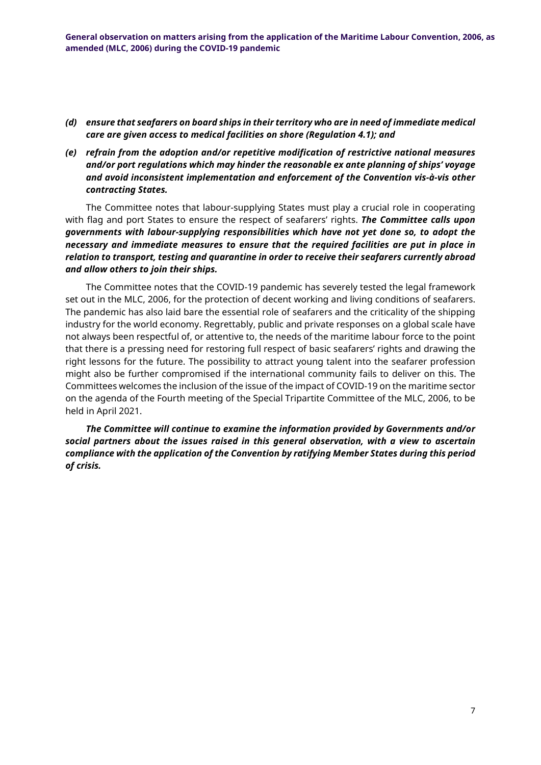- ***(d) ensure that seafarers on board ships in their territory who are in need of immediate medical care are given access to medical facilities on shore (Regulation 4.1); and***
- ***(e) refrain from the adoption and/or repetitive modification of restrictive national measures and/or port regulations which may hinder the reasonable ex ante planning of ships' voyage and avoid inconsistent implementation and enforcement of the Convention vis-à-vis other contracting States.***

The Committee notes that labour-supplying States must play a crucial role in cooperating with flag and port States to ensure the respect of seafarers' rights. ***The Committee calls upon governments with labour-supplying responsibilities which have not yet done so, to adopt the necessary and immediate measures to ensure that the required facilities are put in place in relation to transport, testing and quarantine in order to receive their seafarers currently abroad and allow others to join their ships.***

The Committee notes that the COVID-19 pandemic has severely tested the legal framework set out in the MLC, 2006, for the protection of decent working and living conditions of seafarers. The pandemic has also laid bare the essential role of seafarers and the criticality of the shipping industry for the world economy. Regrettably, public and private responses on a global scale have not always been respectful of, or attentive to, the needs of the maritime labour force to the point that there is a pressing need for restoring full respect of basic seafarers' rights and drawing the right lessons for the future. The possibility to attract young talent into the seafarer profession might also be further compromised if the international community fails to deliver on this. The Committees welcomes the inclusion of the issue of the impact of COVID-19 on the maritime sector on the agenda of the Fourth meeting of the Special Tripartite Committee of the MLC, 2006, to be held in April 2021.

***The Committee will continue to examine the information provided by Governments and/or social partners about the issues raised in this general observation, with a view to ascertain compliance with the application of the Convention by ratifying Member States during this period of crisis.***